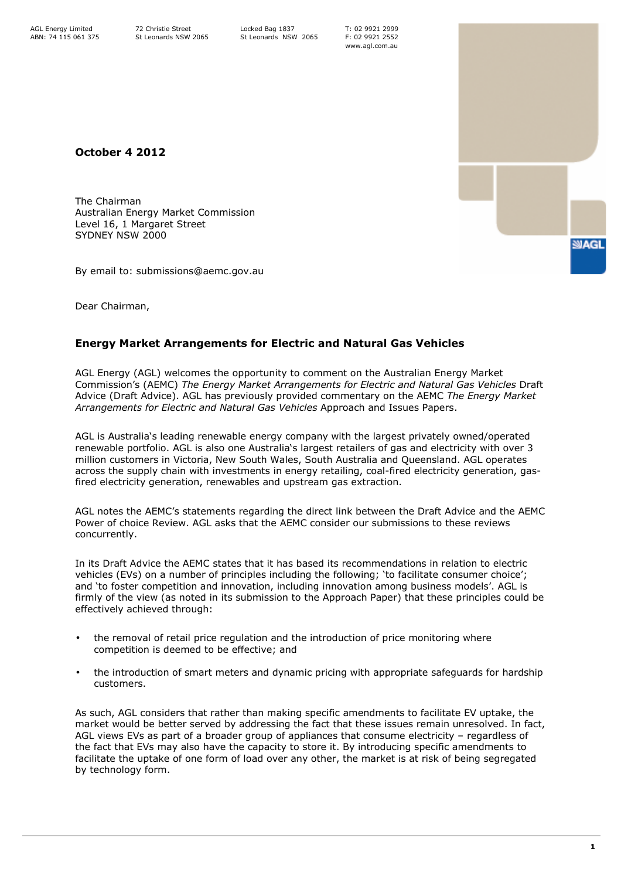AGL Energy Limited
ABN: 74 115 061 375

72 Christie Street
St Leonards NSW 2065

Locked Bag 1837
St Leonards NSW 2065

T: 02 9921 2999
F: 02 9921 2552
www.agl.com.au

**October 4 2012**

The Chairman
Australian Energy Market Commission
Level 16, 1 Margaret Street
SYDNEY NSW 2000

By email to: submissions@aemc.gov.au

Dear Chairman,

## Energy Market Arrangements for Electric and Natural Gas Vehicles

AGL Energy (AGL) welcomes the opportunity to comment on the Australian Energy Market Commission's (AEMC) *The Energy Market Arrangements for Electric and Natural Gas Vehicles* Draft Advice (Draft Advice). AGL has previously provided commentary on the AEMC *The Energy Market Arrangements for Electric and Natural Gas Vehicles* Approach and Issues Papers.

AGL is Australia's leading renewable energy company with the largest privately owned/operated renewable portfolio. AGL is also one Australia's largest retailers of gas and electricity with over 3 million customers in Victoria, New South Wales, South Australia and Queensland. AGL operates across the supply chain with investments in energy retailing, coal-fired electricity generation, gas-fired electricity generation, renewables and upstream gas extraction.

AGL notes the AEMC's statements regarding the direct link between the Draft Advice and the AEMC Power of choice Review. AGL asks that the AEMC consider our submissions to these reviews concurrently.

In its Draft Advice the AEMC states that it has based its recommendations in relation to electric vehicles (EVs) on a number of principles including the following; 'to facilitate consumer choice'; and 'to foster competition and innovation, including innovation among business models'. AGL is firmly of the view (as noted in its submission to the Approach Paper) that these principles could be effectively achieved through:

- the removal of retail price regulation and the introduction of price monitoring where competition is deemed to be effective; and
- the introduction of smart meters and dynamic pricing with appropriate safeguards for hardship customers.

As such, AGL considers that rather than making specific amendments to facilitate EV uptake, the market would be better served by addressing the fact that these issues remain unresolved. In fact, AGL views EVs as part of a broader group of appliances that consume electricity – regardless of the fact that EVs may also have the capacity to store it. By introducing specific amendments to facilitate the uptake of one form of load over any other, the market is at risk of being segregated by technology form.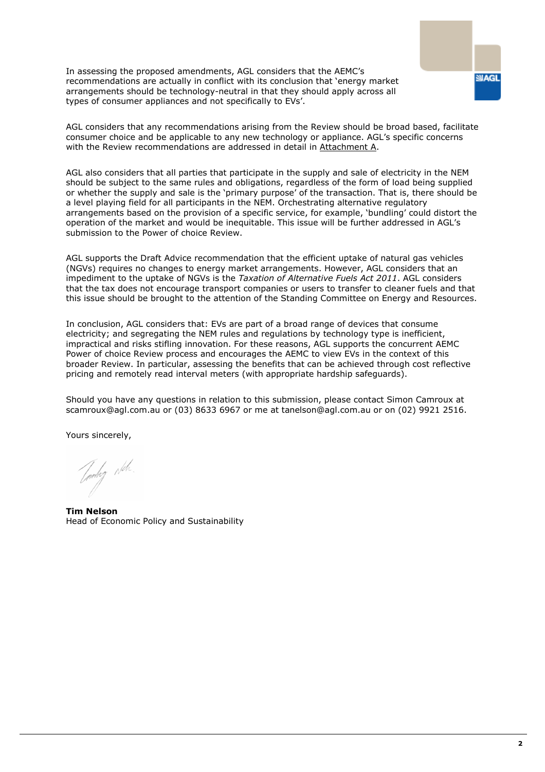In assessing the proposed amendments, AGL considers that the AEMC's recommendations are actually in conflict with its conclusion that 'energy market arrangements should be technology-neutral in that they should apply across all types of consumer appliances and not specifically to EVs'.

AGL considers that any recommendations arising from the Review should be broad based, facilitate consumer choice and be applicable to any new technology or appliance. AGL's specific concerns with the Review recommendations are addressed in detail in Attachment A.

AGL also considers that all parties that participate in the supply and sale of electricity in the NEM should be subject to the same rules and obligations, regardless of the form of load being supplied or whether the supply and sale is the 'primary purpose' of the transaction. That is, there should be a level playing field for all participants in the NEM. Orchestrating alternative regulatory arrangements based on the provision of a specific service, for example, 'bundling' could distort the operation of the market and would be inequitable. This issue will be further addressed in AGL's submission to the Power of choice Review.

AGL supports the Draft Advice recommendation that the efficient uptake of natural gas vehicles (NGVs) requires no changes to energy market arrangements. However, AGL considers that an impediment to the uptake of NGVs is the *Taxation of Alternative Fuels Act 2011*. AGL considers that the tax does not encourage transport companies or users to transfer to cleaner fuels and that this issue should be brought to the attention of the Standing Committee on Energy and Resources.

In conclusion, AGL considers that: EVs are part of a broad range of devices that consume electricity; and segregating the NEM rules and regulations by technology type is inefficient, impractical and risks stifling innovation. For these reasons, AGL supports the concurrent AEMC Power of choice Review process and encourages the AEMC to view EVs in the context of this broader Review. In particular, assessing the benefits that can be achieved through cost reflective pricing and remotely read interval meters (with appropriate hardship safeguards).

Should you have any questions in relation to this submission, please contact Simon Camroux at scamroux@agl.com.au or (03) 8633 6967 or me at tanelson@agl.com.au or on (02) 9921 2516.

Yours sincerely,

**Tim Nelson**
Head of Economic Policy and Sustainability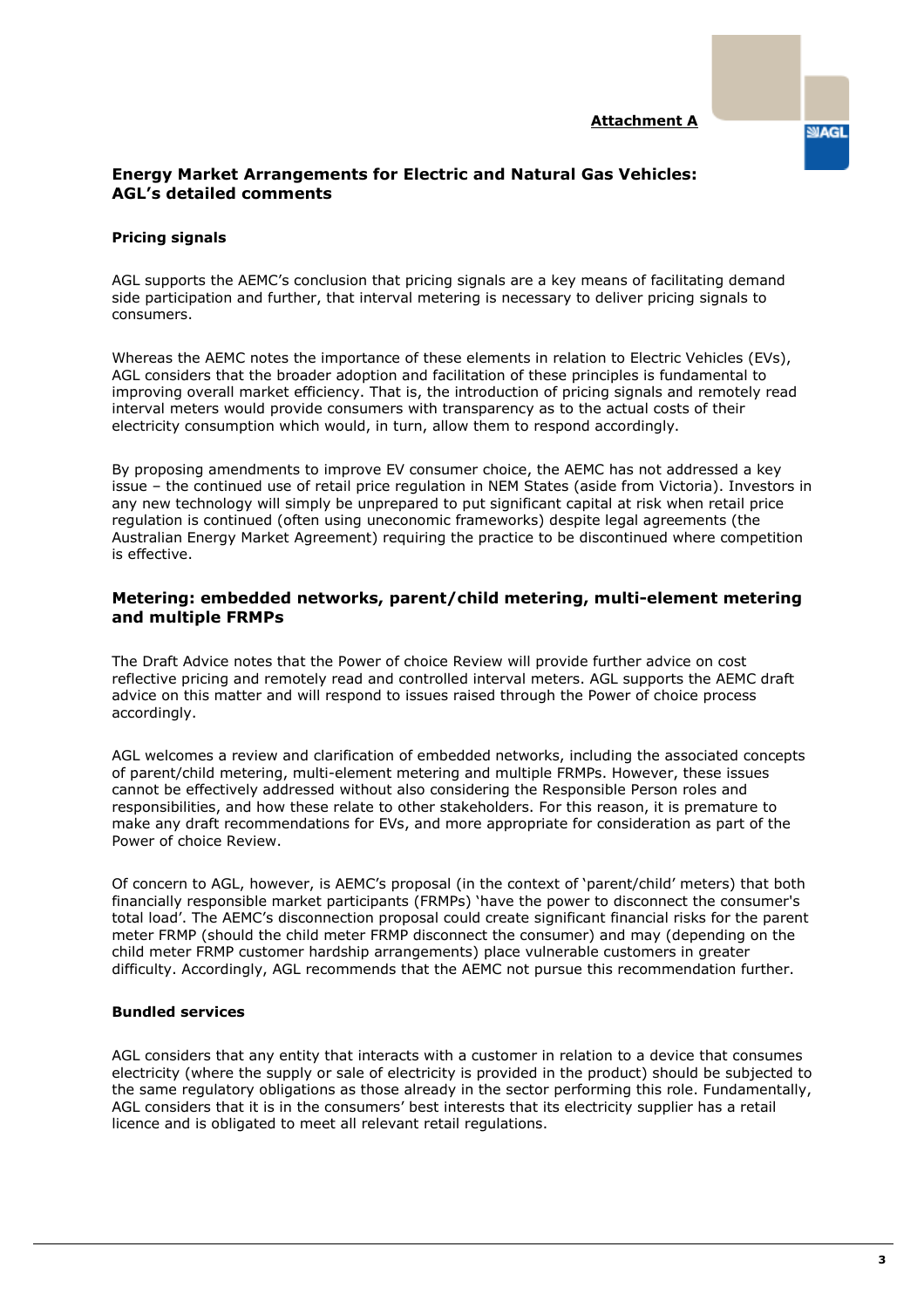**Attachment A**

## Energy Market Arrangements for Electric and Natural Gas Vehicles: AGL's detailed comments

### Pricing signals

AGL supports the AEMC's conclusion that pricing signals are a key means of facilitating demand side participation and further, that interval metering is necessary to deliver pricing signals to consumers.

Whereas the AEMC notes the importance of these elements in relation to Electric Vehicles (EVs), AGL considers that the broader adoption and facilitation of these principles is fundamental to improving overall market efficiency. That is, the introduction of pricing signals and remotely read interval meters would provide consumers with transparency as to the actual costs of their electricity consumption which would, in turn, allow them to respond accordingly.

By proposing amendments to improve EV consumer choice, the AEMC has not addressed a key issue – the continued use of retail price regulation in NEM States (aside from Victoria). Investors in any new technology will simply be unprepared to put significant capital at risk when retail price regulation is continued (often using uneconomic frameworks) despite legal agreements (the Australian Energy Market Agreement) requiring the practice to be discontinued where competition is effective.

### Metering: embedded networks, parent/child metering, multi-element metering and multiple FRMPs

The Draft Advice notes that the Power of choice Review will provide further advice on cost reflective pricing and remotely read and controlled interval meters. AGL supports the AEMC draft advice on this matter and will respond to issues raised through the Power of choice process accordingly.

AGL welcomes a review and clarification of embedded networks, including the associated concepts of parent/child metering, multi-element metering and multiple FRMPs. However, these issues cannot be effectively addressed without also considering the Responsible Person roles and responsibilities, and how these relate to other stakeholders. For this reason, it is premature to make any draft recommendations for EVs, and more appropriate for consideration as part of the Power of choice Review.

Of concern to AGL, however, is AEMC's proposal (in the context of 'parent/child' meters) that both financially responsible market participants (FRMPs) 'have the power to disconnect the consumer's total load'. The AEMC's disconnection proposal could create significant financial risks for the parent meter FRMP (should the child meter FRMP disconnect the consumer) and may (depending on the child meter FRMP customer hardship arrangements) place vulnerable customers in greater difficulty. Accordingly, AGL recommends that the AEMC not pursue this recommendation further.

### Bundled services

AGL considers that any entity that interacts with a customer in relation to a device that consumes electricity (where the supply or sale of electricity is provided in the product) should be subjected to the same regulatory obligations as those already in the sector performing this role. Fundamentally, AGL considers that it is in the consumers' best interests that its electricity supplier has a retail licence and is obligated to meet all relevant retail regulations.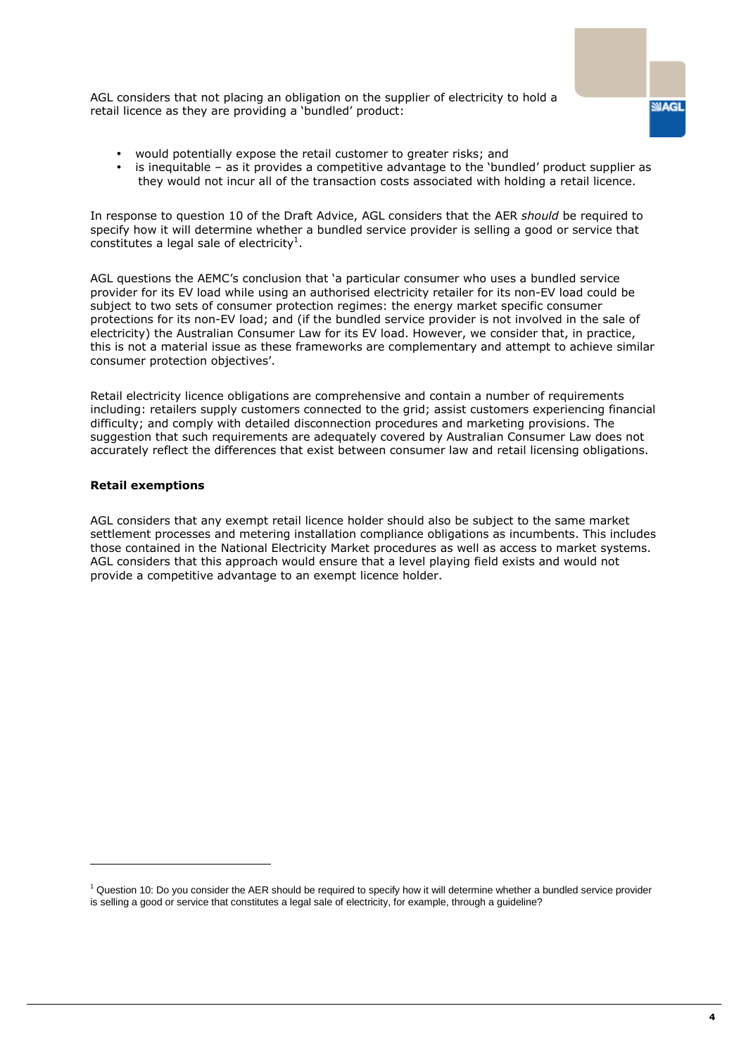AGL considers that not placing an obligation on the supplier of electricity to hold a retail licence as they are providing a 'bundled' product:

- would potentially expose the retail customer to greater risks; and
- is inequitable – as it provides a competitive advantage to the 'bundled' product supplier as they would not incur all of the transaction costs associated with holding a retail licence.

In response to question 10 of the Draft Advice, AGL considers that the AER *should* be required to specify how it will determine whether a bundled service provider is selling a good or service that constitutes a legal sale of electricity[1].

AGL questions the AEMC's conclusion that 'a particular consumer who uses a bundled service provider for its EV load while using an authorised electricity retailer for its non-EV load could be subject to two sets of consumer protection regimes: the energy market specific consumer protections for its non-EV load; and (if the bundled service provider is not involved in the sale of electricity) the Australian Consumer Law for its EV load. However, we consider that, in practice, this is not a material issue as these frameworks are complementary and attempt to achieve similar consumer protection objectives'.

Retail electricity licence obligations are comprehensive and contain a number of requirements including: retailers supply customers connected to the grid; assist customers experiencing financial difficulty; and comply with detailed disconnection procedures and marketing provisions. The suggestion that such requirements are adequately covered by Australian Consumer Law does not accurately reflect the differences that exist between consumer law and retail licensing obligations.

**Retail exemptions**

AGL considers that any exempt retail licence holder should also be subject to the same market settlement processes and metering installation compliance obligations as incumbents. This includes those contained in the National Electricity Market procedures as well as access to market systems. AGL considers that this approach would ensure that a level playing field exists and would not provide a competitive advantage to an exempt licence holder.

[1] Question 10: Do you consider the AER should be required to specify how it will determine whether a bundled service provider is selling a good or service that constitutes a legal sale of electricity, for example, through a guideline?